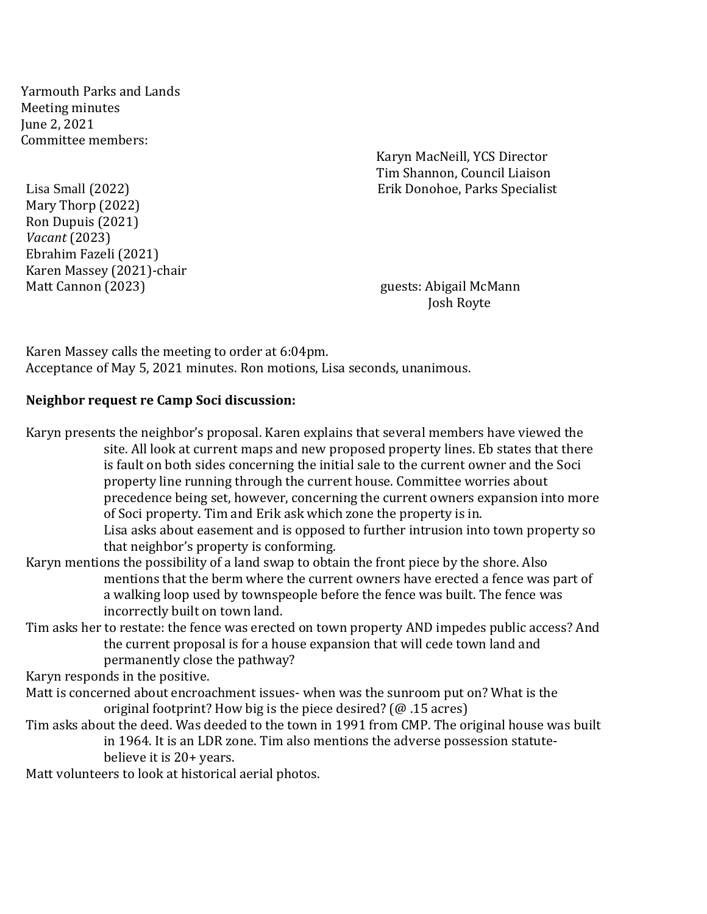Yarmouth Parks and Lands
Meeting minutes
June 2, 2021
Committee members:

Lisa Small (2022)
Mary Thorp (2022)
Ron Dupuis (2021)
*Vacant* (2023)
Ebrahim Fazeli (2021)
Karen Massey (2021)-chair
Matt Cannon (2023)

Karyn MacNeill, YCS Director
Tim Shannon, Council Liaison
Erik Donohoe, Parks Specialist

guests: Abigail McMann
Josh Royte

Karen Massey calls the meeting to order at 6:04pm.
Acceptance of May 5, 2021 minutes. Ron motions, Lisa seconds, unanimous.

**Neighbor request re Camp Soci discussion:**

Karyn presents the neighbor's proposal. Karen explains that several members have viewed the site. All look at current maps and new proposed property lines. Eb states that there is fault on both sides concerning the initial sale to the current owner and the Soci property line running through the current house. Committee worries about precedence being set, however, concerning the current owners expansion into more of Soci property. Tim and Erik ask which zone the property is in.
Lisa asks about easement and is opposed to further intrusion into town property so that neighbor's property is conforming.

Karyn mentions the possibility of a land swap to obtain the front piece by the shore. Also mentions that the berm where the current owners have erected a fence was part of a walking loop used by townspeople before the fence was built. The fence was incorrectly built on town land.

Tim asks her to restate: the fence was erected on town property AND impedes public access? And the current proposal is for a house expansion that will cede town land and permanently close the pathway?

Karyn responds in the positive.

Matt is concerned about encroachment issues- when was the sunroom put on? What is the original footprint? How big is the piece desired? (@ .15 acres)

Tim asks about the deed. Was deeded to the town in 1991 from CMP. The original house was built in 1964. It is an LDR zone. Tim also mentions the adverse possession statute- believe it is 20+ years.

Matt volunteers to look at historical aerial photos.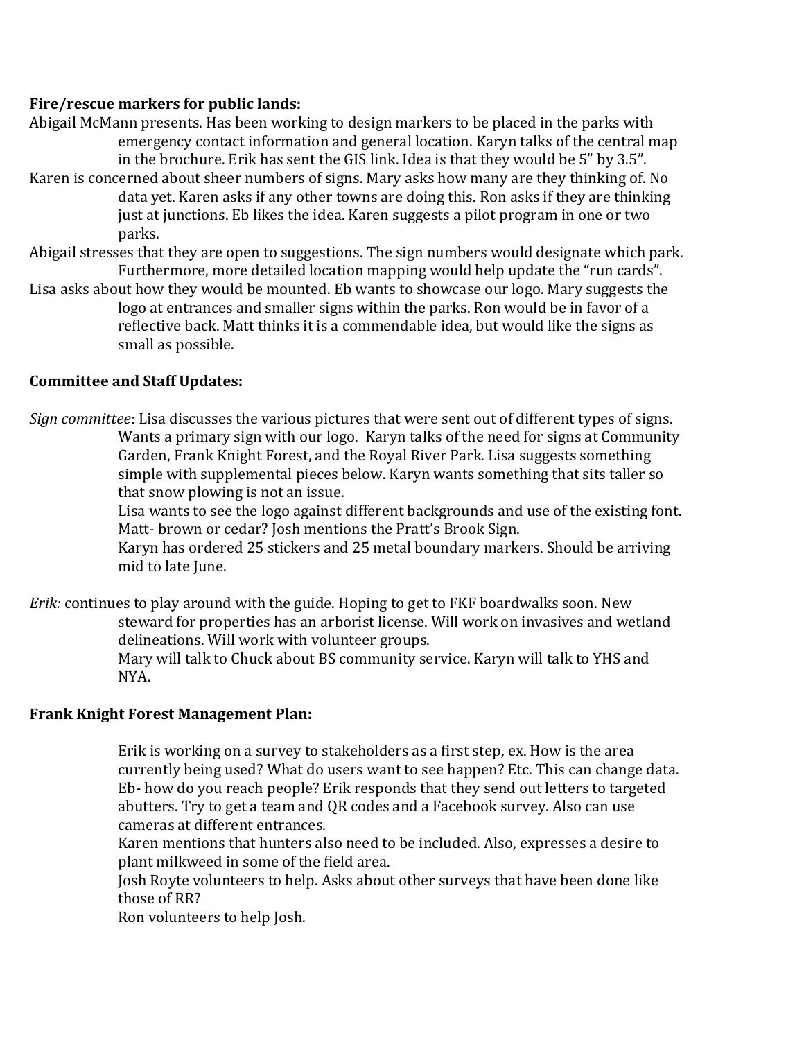**Fire/rescue markers for public lands:**

Abigail McMann presents. Has been working to design markers to be placed in the parks with emergency contact information and general location. Karyn talks of the central map in the brochure. Erik has sent the GIS link. Idea is that they would be 5" by 3.5".

Karen is concerned about sheer numbers of signs. Mary asks how many are they thinking of. No data yet. Karen asks if any other towns are doing this. Ron asks if they are thinking just at junctions. Eb likes the idea. Karen suggests a pilot program in one or two parks.

Abigail stresses that they are open to suggestions. The sign numbers would designate which park. Furthermore, more detailed location mapping would help update the "run cards".

Lisa asks about how they would be mounted. Eb wants to showcase our logo. Mary suggests the logo at entrances and smaller signs within the parks. Ron would be in favor of a reflective back. Matt thinks it is a commendable idea, but would like the signs as small as possible.

**Committee and Staff Updates:**

*Sign committee*: Lisa discusses the various pictures that were sent out of different types of signs. Wants a primary sign with our logo. Karyn talks of the need for signs at Community Garden, Frank Knight Forest, and the Royal River Park. Lisa suggests something simple with supplemental pieces below. Karyn wants something that sits taller so that snow plowing is not an issue.

Lisa wants to see the logo against different backgrounds and use of the existing font. Matt- brown or cedar? Josh mentions the Pratt's Brook Sign.

Karyn has ordered 25 stickers and 25 metal boundary markers. Should be arriving mid to late June.

*Erik:* continues to play around with the guide. Hoping to get to FKF boardwalks soon. New steward for properties has an arborist license. Will work on invasives and wetland delineations. Will work with volunteer groups.

Mary will talk to Chuck about BS community service. Karyn will talk to YHS and NYA.

**Frank Knight Forest Management Plan:**

Erik is working on a survey to stakeholders as a first step, ex. How is the area currently being used? What do users want to see happen? Etc. This can change data.

Eb- how do you reach people? Erik responds that they send out letters to targeted abutters. Try to get a team and QR codes and a Facebook survey. Also can use cameras at different entrances.

Karen mentions that hunters also need to be included. Also, expresses a desire to plant milkweed in some of the field area.

Josh Royte volunteers to help. Asks about other surveys that have been done like those of RR?

Ron volunteers to help Josh.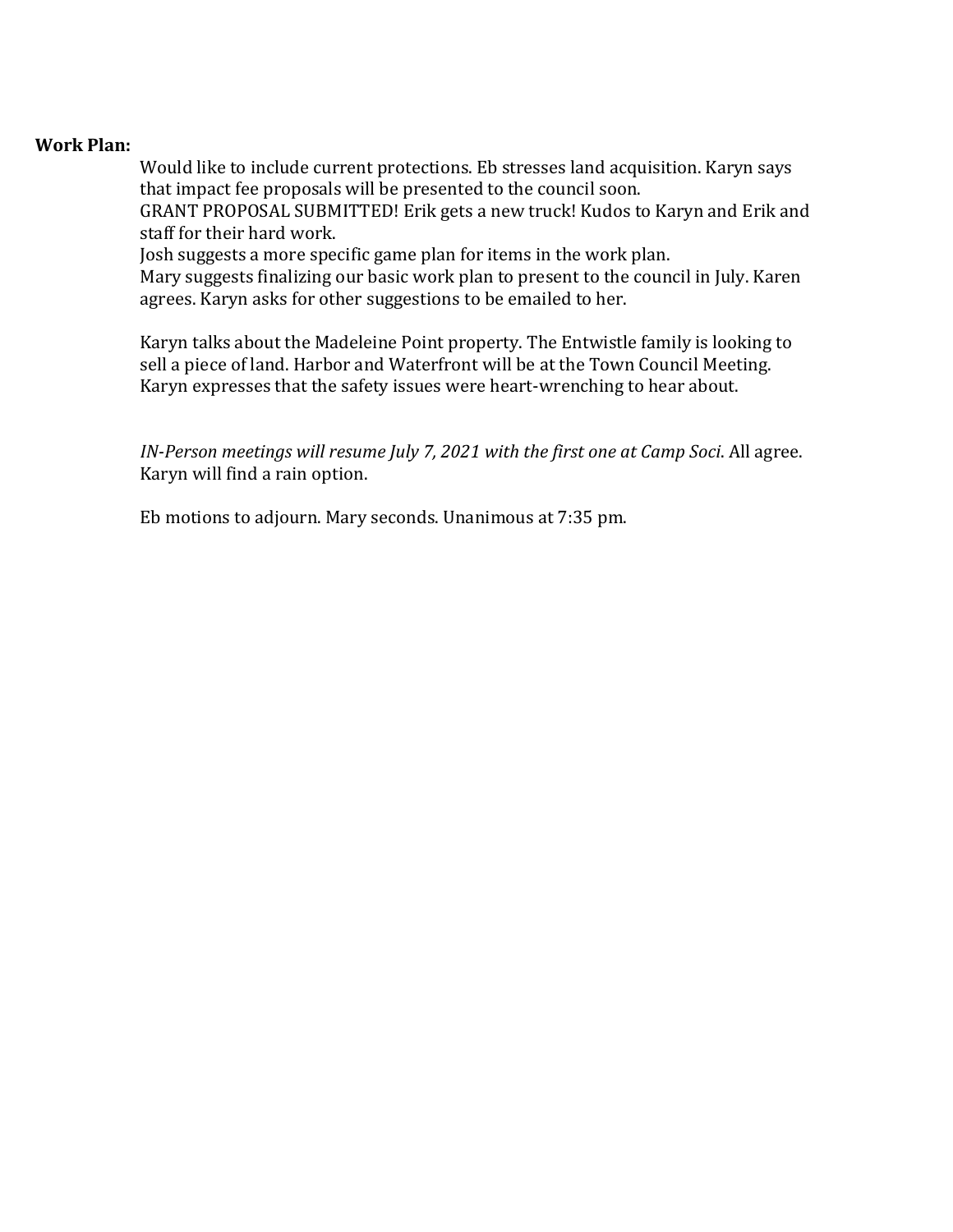**Work Plan:**

Would like to include current protections. Eb stresses land acquisition. Karyn says that impact fee proposals will be presented to the council soon.
GRANT PROPOSAL SUBMITTED! Erik gets a new truck! Kudos to Karyn and Erik and staff for their hard work.
Josh suggests a more specific game plan for items in the work plan.
Mary suggests finalizing our basic work plan to present to the council in July. Karen agrees. Karyn asks for other suggestions to be emailed to her.

Karyn talks about the Madeleine Point property. The Entwistle family is looking to sell a piece of land. Harbor and Waterfront will be at the Town Council Meeting. Karyn expresses that the safety issues were heart-wrenching to hear about.

*IN-Person meetings will resume July 7, 2021 with the first one at Camp Soci*. All agree. Karyn will find a rain option.

Eb motions to adjourn. Mary seconds. Unanimous at 7:35 pm.